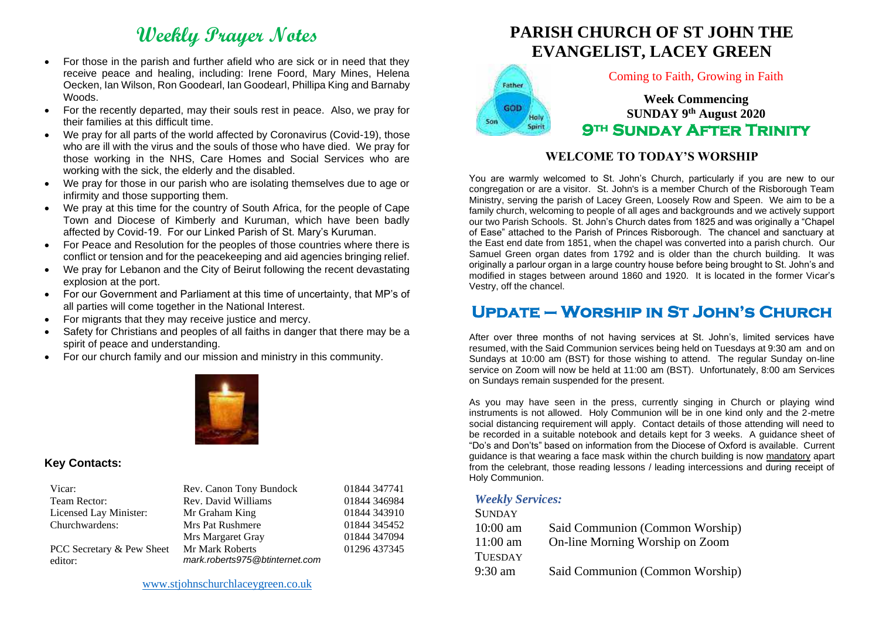# Weekly Prayer Notes

- For those in the parish and further afield who are sick or in need that they receive peace and healing, including: Irene Foord, Mary Mines, Helena Oecken, Ian Wilson, Ron Goodearl, Ian Goodearl, Phillipa King and Barnaby Woods.
- For the recently departed, may their souls rest in peace. Also, we pray for their families at this difficult time.
- We pray for all parts of the world affected by Coronavirus (Covid-19), those who are ill with the virus and the souls of those who have died. We pray for those working in the NHS, Care Homes and Social Services who are working with the sick, the elderly and the disabled.
- We pray for those in our parish who are isolating themselves due to age or infirmity and those supporting them.
- We pray at this time for the country of South Africa, for the people of Cape Town and Diocese of Kimberly and Kuruman, which have been badly affected by Covid-19. For our Linked Parish of St. Mary's Kuruman.
- For Peace and Resolution for the peoples of those countries where there is conflict or tension and for the peacekeeping and aid agencies bringing relief.
- We pray for Lebanon and the City of Beirut following the recent devastating explosion at the port.
- For our Government and Parliament at this time of uncertainty, that MP's of all parties will come together in the National Interest.
- For migrants that they may receive justice and mercy.
- Safety for Christians and peoples of all faiths in danger that there may be a spirit of peace and understanding.
- For our church family and our mission and ministry in this community.

### Key Contacts:

| | | |
|---|---|---|
| Vicar: | Rev. Canon Tony Bundock | 01844 347741 |
| Team Rector: | Rev. David Williams | 01844 346984 |
| Licensed Lay Minister: | Mr Graham King | 01844 343910 |
| Churchwardens: | Mrs Pat Rushmere | 01844 345452 |
| | Mrs Margaret Gray | 01844 347094 |
| PCC Secretary & Pew Sheet editor: | Mr Mark Roberts mark.roberts975@btinternet.com | 01296 437345 |

www.stjohnschurchlaceygreen.co.uk

# PARISH CHURCH OF ST JOHN THE EVANGELIST, LACEY GREEN

Father GOD Son Holy Spirit

Coming to Faith, Growing in Faith

**Week Commencing**
**SUNDAY 9th August 2020**

## 9TH SUNDAY AFTER TRINITY

### WELCOME TO TODAY'S WORSHIP

You are warmly welcomed to St. John's Church, particularly if you are new to our congregation or are a visitor. St. John's is a member Church of the Risborough Team Ministry, serving the parish of Lacey Green, Loosely Row and Speen. We aim to be a family church, welcoming to people of all ages and backgrounds and we actively support our two Parish Schools. St. John's Church dates from 1825 and was originally a "Chapel of Ease" attached to the Parish of Princes Risborough. The chancel and sanctuary at the East end date from 1851, when the chapel was converted into a parish church. Our Samuel Green organ dates from 1792 and is older than the church building. It was originally a parlour organ in a large country house before being brought to St. John's and modified in stages between around 1860 and 1920. It is located in the former Vicar's Vestry, off the chancel.

## Update – Worship in St John's Church

After over three months of not having services at St. John's, limited services have resumed, with the Said Communion services being held on Tuesdays at 9:30 am and on Sundays at 10:00 am (BST) for those wishing to attend. The regular Sunday on-line service on Zoom will now be held at 11:00 am (BST). Unfortunately, 8:00 am Services on Sundays remain suspended for the present.

As you may have seen in the press, currently singing in Church or playing wind instruments is not allowed. Holy Communion will be in one kind only and the 2-metre social distancing requirement will apply. Contact details of those attending will need to be recorded in a suitable notebook and details kept for 3 weeks. A guidance sheet of "Do's and Don'ts" based on information from the Diocese of Oxford is available. Current guidance is that wearing a face mask within the church building is now mandatory apart from the celebrant, those reading lessons / leading intercessions and during receipt of Holy Communion.

### *Weekly Services:*

| | |
|---|---|
| SUNDAY | |
| 10:00 am | Said Communion (Common Worship) |
| 11:00 am | On-line Morning Worship on Zoom |
| TUESDAY | |
| 9:30 am | Said Communion (Common Worship) |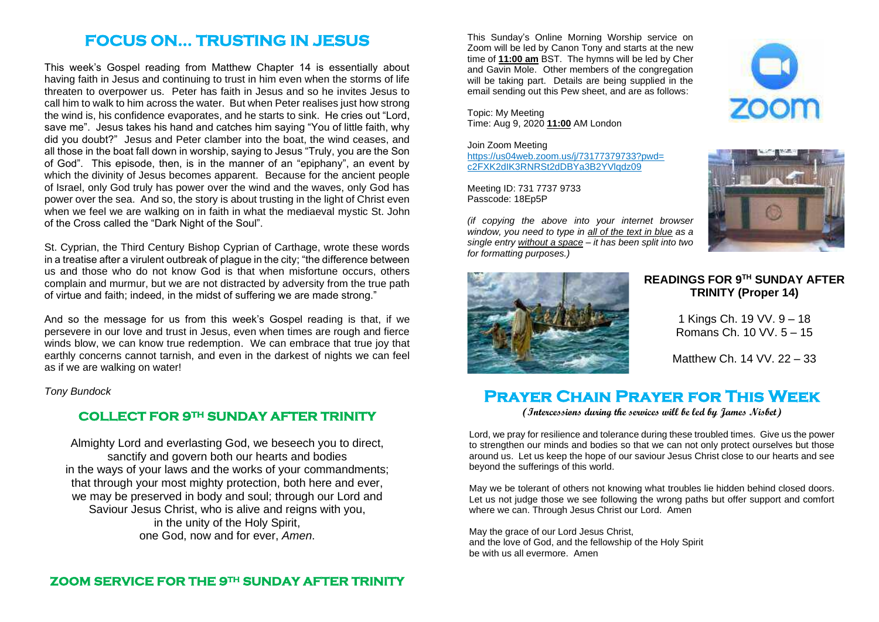# FOCUS ON… TRUSTING IN JESUS

This week's Gospel reading from Matthew Chapter 14 is essentially about having faith in Jesus and continuing to trust in him even when the storms of life threaten to overpower us. Peter has faith in Jesus and so he invites Jesus to call him to walk to him across the water. But when Peter realises just how strong the wind is, his confidence evaporates, and he starts to sink. He cries out "Lord, save me". Jesus takes his hand and catches him saying "You of little faith, why did you doubt?" Jesus and Peter clamber into the boat, the wind ceases, and all those in the boat fall down in worship, saying to Jesus "Truly, you are the Son of God". This episode, then, is in the manner of an "epiphany", an event by which the divinity of Jesus becomes apparent. Because for the ancient people of Israel, only God truly has power over the wind and the waves, only God has power over the sea. And so, the story is about trusting in the light of Christ even when we feel we are walking on in faith in what the mediaeval mystic St. John of the Cross called the "Dark Night of the Soul".

St. Cyprian, the Third Century Bishop Cyprian of Carthage, wrote these words in a treatise after a virulent outbreak of plague in the city; "the difference between us and those who do not know God is that when misfortune occurs, others complain and murmur, but we are not distracted by adversity from the true path of virtue and faith; indeed, in the midst of suffering we are made strong."

And so the message for us from this week's Gospel reading is that, if we persevere in our love and trust in Jesus, even when times are rough and fierce winds blow, we can know true redemption. We can embrace that true joy that earthly concerns cannot tarnish, and even in the darkest of nights we can feel as if we are walking on water!

*Tony Bundock*

## COLLECT FOR 9TH SUNDAY AFTER TRINITY

Almighty Lord and everlasting God, we beseech you to direct,
sanctify and govern both our hearts and bodies
in the ways of your laws and the works of your commandments;
that through your most mighty protection, both here and ever,
we may be preserved in body and soul; through our Lord and
Saviour Jesus Christ, who is alive and reigns with you,
in the unity of the Holy Spirit,
one God, now and for ever, *Amen*.

## ZOOM SERVICE FOR THE 9TH SUNDAY AFTER TRINITY

This Sunday's Online Morning Worship service on Zoom will be led by Canon Tony and starts at the new time of **11:00 am** BST. The hymns will be led by Cher and Gavin Mole. Other members of the congregation will be taking part. Details are being supplied in the email sending out this Pew sheet, and are as follows:

Topic: My Meeting
Time: Aug 9, 2020 **11:00** AM London

Join Zoom Meeting
https://us04web.zoom.us/j/73177379733?pwd=
c2FXK2dIK3RNRSt2dDBYa3B2YVlqdz09

Meeting ID: 731 7737 9733
Passcode: 18Ep5P

*(if copying the above into your internet browser window, you need to type in all of the text in blue as a single entry without a space – it has been split into two for formatting purposes.)*

### READINGS FOR 9TH SUNDAY AFTER TRINITY (Proper 14)

1 Kings Ch. 19 VV. 9 – 18
Romans Ch. 10 VV. 5 – 15

Matthew Ch. 14 VV. 22 – 33

## Prayer Chain Prayer for This Week

*(Intercessions during the services will be led by James Nisbet)*

Lord, we pray for resilience and tolerance during these troubled times. Give us the power to strengthen our minds and bodies so that we can not only protect ourselves but those around us. Let us keep the hope of our saviour Jesus Christ close to our hearts and see beyond the sufferings of this world.

May we be tolerant of others not knowing what troubles lie hidden behind closed doors. Let us not judge those we see following the wrong paths but offer support and comfort where we can. Through Jesus Christ our Lord. Amen

May the grace of our Lord Jesus Christ,
and the love of God, and the fellowship of the Holy Spirit
be with us all evermore. Amen